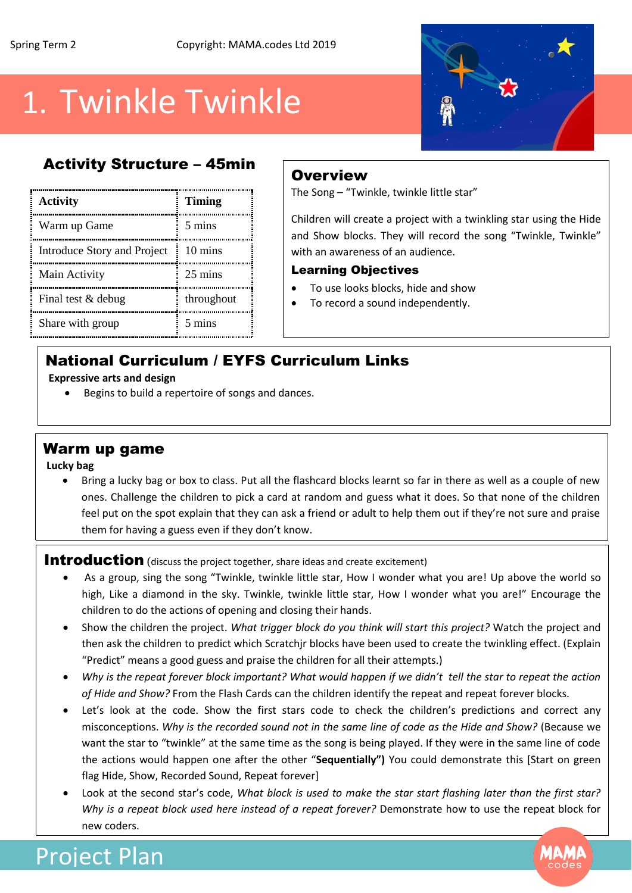Spring Term 2 Copyright: MAMA.codes Ltd 2019

# 1. Twinkle Twinkle

## Activity Structure – 45min

| Activity | Timing |
|---|---|
| Warm up Game | 5 mins |
| Introduce Story and Project | 10 mins |
| Main Activity | 25 mins |
| Final test & debug | throughout |
| Share with group | 5 mins |

## Overview

The Song – "Twinkle, twinkle little star"

Children will create a project with a twinkling star using the Hide and Show blocks. They will record the song "Twinkle, Twinkle" with an awareness of an audience.

### Learning Objectives

- To use looks blocks, hide and show
- To record a sound independently.

## National Curriculum / EYFS Curriculum Links

**Expressive arts and design**

- Begins to build a repertoire of songs and dances.

## Warm up game

**Lucky bag**

- Bring a lucky bag or box to class. Put all the flashcard blocks learnt so far in there as well as a couple of new ones. Challenge the children to pick a card at random and guess what it does. So that none of the children feel put on the spot explain that they can ask a friend or adult to help them out if they're not sure and praise them for having a guess even if they don't know.

## Introduction (discuss the project together, share ideas and create excitement)

- As a group, sing the song "Twinkle, twinkle little star, How I wonder what you are! Up above the world so high, Like a diamond in the sky. Twinkle, twinkle little star, How I wonder what you are!" Encourage the children to do the actions of opening and closing their hands.
- Show the children the project. *What trigger block do you think will start this project?* Watch the project and then ask the children to predict which Scratchjr blocks have been used to create the twinkling effect. (Explain "Predict" means a good guess and praise the children for all their attempts.)
- *Why is the repeat forever block important? What would happen if we didn't tell the star to repeat the action of Hide and Show?* From the Flash Cards can the children identify the repeat and repeat forever blocks.
- Let's look at the code. Show the first stars code to check the children's predictions and correct any misconceptions. *Why is the recorded sound not in the same line of code as the Hide and Show?* (Because we want the star to "twinkle" at the same time as the song is being played. If they were in the same line of code the actions would happen one after the other "**Sequentially")** You could demonstrate this [Start on green flag Hide, Show, Recorded Sound, Repeat forever]
- Look at the second star's code, *What block is used to make the star start flashing later than the first star? Why is a repeat block used here instead of a repeat forever?* Demonstrate how to use the repeat block for new coders.

Project Plan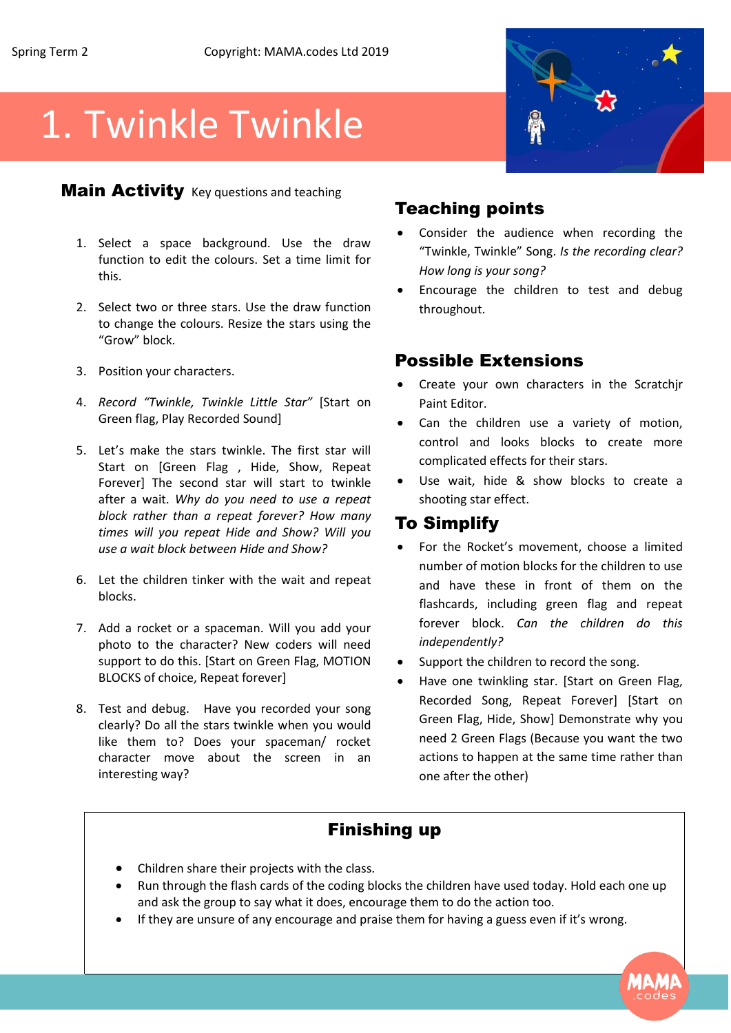Spring Term 2 Copyright: MAMA.codes Ltd 2019

# 1. Twinkle Twinkle

## Main Activity Key questions and teaching

1. Select a space background. Use the draw function to edit the colours. Set a time limit for this.

2. Select two or three stars. Use the draw function to change the colours. Resize the stars using the "Grow" block.

3. Position your characters.

4. *Record "Twinkle, Twinkle Little Star"* [Start on Green flag, Play Recorded Sound]

5. Let's make the stars twinkle. The first star will Start on [Green Flag , Hide, Show, Repeat Forever] The second star will start to twinkle after a wait. *Why do you need to use a repeat block rather than a repeat forever? How many times will you repeat Hide and Show? Will you use a wait block between Hide and Show?*

6. Let the children tinker with the wait and repeat blocks.

7. Add a rocket or a spaceman. Will you add your photo to the character? New coders will need support to do this. [Start on Green Flag, MOTION BLOCKS of choice, Repeat forever]

8. Test and debug. Have you recorded your song clearly? Do all the stars twinkle when you would like them to? Does your spaceman/ rocket character move about the screen in an interesting way?

## Teaching points

- Consider the audience when recording the "Twinkle, Twinkle" Song. *Is the recording clear? How long is your song?*
- Encourage the children to test and debug throughout.

## Possible Extensions

- Create your own characters in the Scratchjr Paint Editor.
- Can the children use a variety of motion, control and looks blocks to create more complicated effects for their stars.
- Use wait, hide & show blocks to create a shooting star effect.

## To Simplify

- For the Rocket's movement, choose a limited number of motion blocks for the children to use and have these in front of them on the flashcards, including green flag and repeat forever block. *Can the children do this independently?*
- Support the children to record the song.
- Have one twinkling star. [Start on Green Flag, Recorded Song, Repeat Forever] [Start on Green Flag, Hide, Show] Demonstrate why you need 2 Green Flags (Because you want the two actions to happen at the same time rather than one after the other)

## Finishing up

- Children share their projects with the class.
- Run through the flash cards of the coding blocks the children have used today. Hold each one up and ask the group to say what it does, encourage them to do the action too.
- If they are unsure of any encourage and praise them for having a guess even if it's wrong.